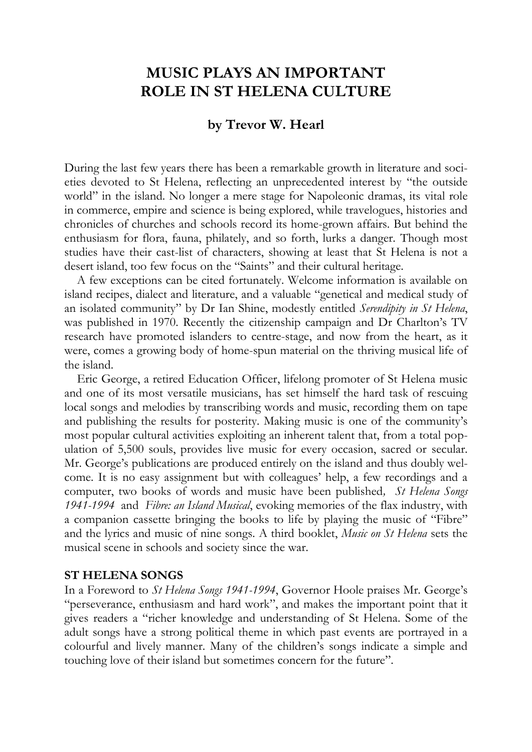# MUSIC PLAYS AN IMPORTANT ROLE IN ST HELENA CULTURE

### by Trevor W. Hearl

During the last few years there has been a remarkable growth in literature and societies devoted to St Helena, reflecting an unprecedented interest by "the outside world" in the island. No longer a mere stage for Napoleonic dramas, its vital role in commerce, empire and science is being explored, while travelogues, histories and chronicles of churches and schools record its home-grown affairs. But behind the enthusiasm for flora, fauna, philately, and so forth, lurks a danger. Though most studies have their cast-list of characters, showing at least that St Helena is not a desert island, too few focus on the "Saints" and their cultural heritage.

A few exceptions can be cited fortunately. Welcome information is available on island recipes, dialect and literature, and a valuable "genetical and medical study of an isolated community" by Dr Ian Shine, modestly entitled *Serendipity in St Helena*, was published in 1970. Recently the citizenship campaign and Dr Charlton's TV research have promoted islanders to centre-stage, and now from the heart, as it were, comes a growing body of home-spun material on the thriving musical life of the island.

Eric George, a retired Education Officer, lifelong promoter of St Helena music and one of its most versatile musicians, has set himself the hard task of rescuing local songs and melodies by transcribing words and music, recording them on tape and publishing the results for posterity. Making music is one of the community's most popular cultural activities exploiting an inherent talent that, from a total population of 5,500 souls, provides live music for every occasion, sacred or secular. Mr. George's publications are produced entirely on the island and thus doubly welcome. It is no easy assignment but with colleagues' help, a few recordings and a computer, two books of words and music have been published, *St Helena Songs 1941-1994* and *Fibre: an Island Musical*, evoking memories of the flax industry, with a companion cassette bringing the books to life by playing the music of "Fibre" and the lyrics and music of nine songs. A third booklet, *Music on St Helena* sets the musical scene in schools and society since the war.

**ST HELENA SONGS**

In a Foreword to *St Helena Songs 1941-1994*, Governor Hoole praises Mr. George's "perseverance, enthusiasm and hard work", and makes the important point that it gives readers a "richer knowledge and understanding of St Helena. Some of the adult songs have a strong political theme in which past events are portrayed in a colourful and lively manner. Many of the children's songs indicate a simple and touching love of their island but sometimes concern for the future".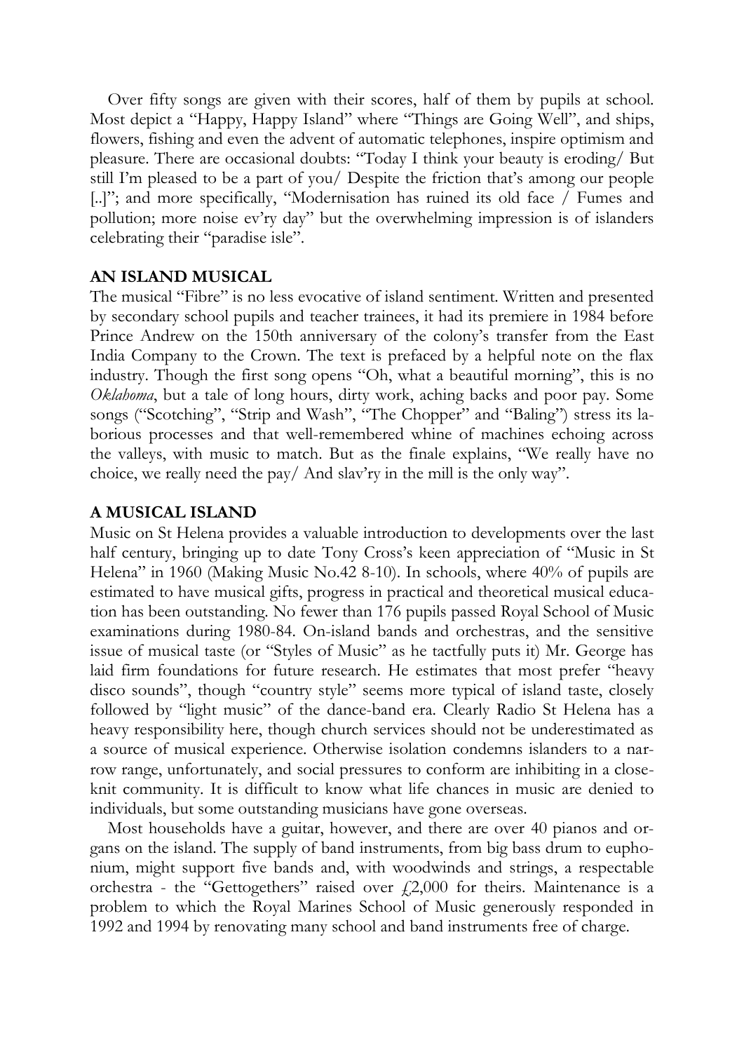Over fifty songs are given with their scores, half of them by pupils at school. Most depict a "Happy, Happy Island" where "Things are Going Well", and ships, flowers, fishing and even the advent of automatic telephones, inspire optimism and pleasure. There are occasional doubts: "Today I think your beauty is eroding/ But still I'm pleased to be a part of you/ Despite the friction that's among our people [..]"; and more specifically, "Modernisation has ruined its old face / Fumes and pollution; more noise ev'ry day" but the overwhelming impression is of islanders celebrating their "paradise isle".

**AN ISLAND MUSICAL**

The musical "Fibre" is no less evocative of island sentiment. Written and presented by secondary school pupils and teacher trainees, it had its premiere in 1984 before Prince Andrew on the 150th anniversary of the colony's transfer from the East India Company to the Crown. The text is prefaced by a helpful note on the flax industry. Though the first song opens "Oh, what a beautiful morning", this is no *Oklahoma*, but a tale of long hours, dirty work, aching backs and poor pay. Some songs ("Scotching", "Strip and Wash", "The Chopper" and "Baling") stress its laborious processes and that well-remembered whine of machines echoing across the valleys, with music to match. But as the finale explains, "We really have no choice, we really need the pay/ And slav'ry in the mill is the only way".

**A MUSICAL ISLAND**

Music on St Helena provides a valuable introduction to developments over the last half century, bringing up to date Tony Cross's keen appreciation of "Music in St Helena" in 1960 (Making Music No.42 8-10). In schools, where 40% of pupils are estimated to have musical gifts, progress in practical and theoretical musical education has been outstanding. No fewer than 176 pupils passed Royal School of Music examinations during 1980-84. On-island bands and orchestras, and the sensitive issue of musical taste (or "Styles of Music" as he tactfully puts it) Mr. George has laid firm foundations for future research. He estimates that most prefer "heavy disco sounds", though "country style" seems more typical of island taste, closely followed by "light music" of the dance-band era. Clearly Radio St Helena has a heavy responsibility here, though church services should not be underestimated as a source of musical experience. Otherwise isolation condemns islanders to a narrow range, unfortunately, and social pressures to conform are inhibiting in a close-knit community. It is difficult to know what life chances in music are denied to individuals, but some outstanding musicians have gone overseas.

Most households have a guitar, however, and there are over 40 pianos and organs on the island. The supply of band instruments, from big bass drum to euphonium, might support five bands and, with woodwinds and strings, a respectable orchestra - the "Gettogethers" raised over £2,000 for theirs. Maintenance is a problem to which the Royal Marines School of Music generously responded in 1992 and 1994 by renovating many school and band instruments free of charge.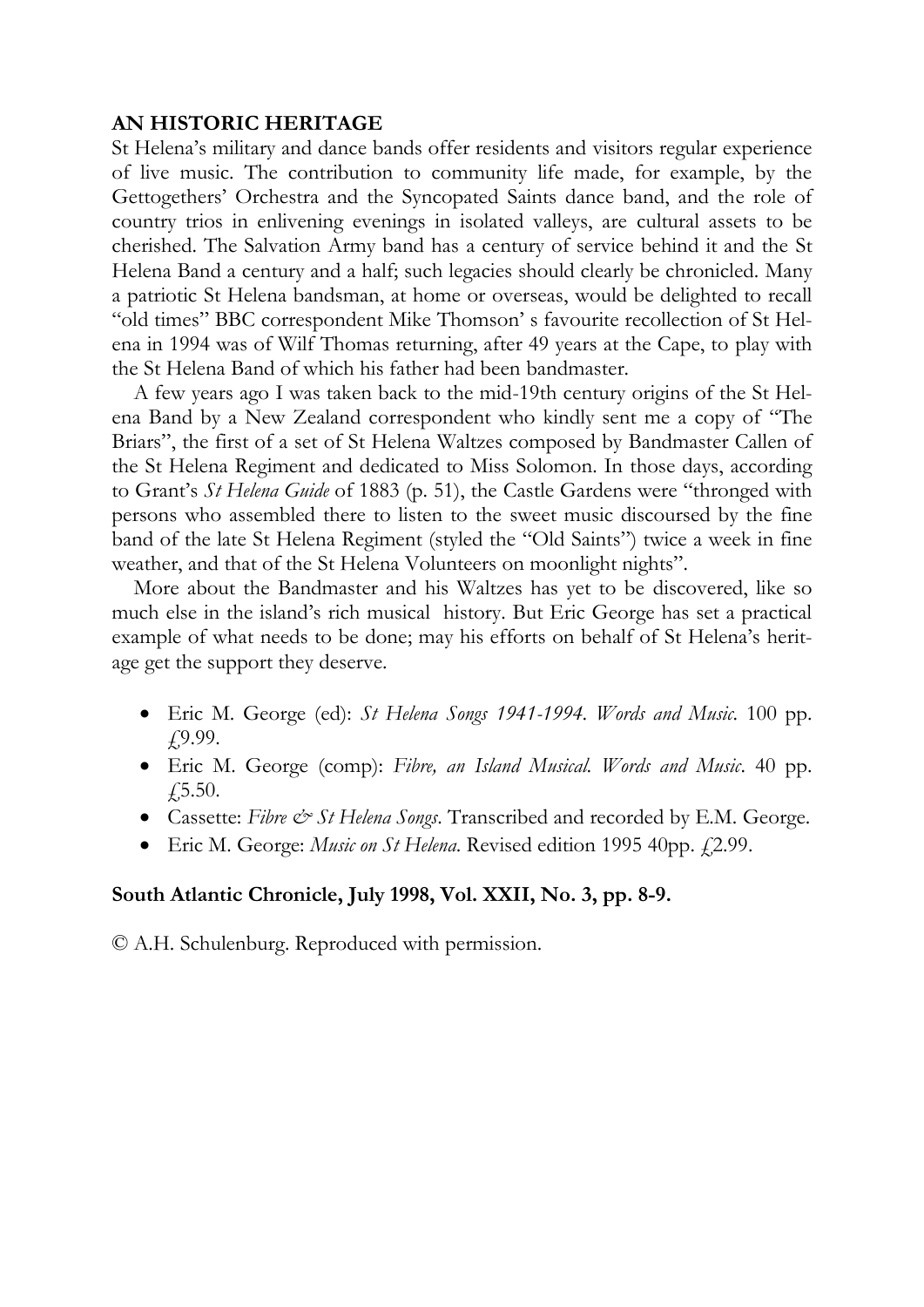**AN HISTORIC HERITAGE**

St Helena's military and dance bands offer residents and visitors regular experience of live music. The contribution to community life made, for example, by the Gettogethers' Orchestra and the Syncopated Saints dance band, and the role of country trios in enlivening evenings in isolated valleys, are cultural assets to be cherished. The Salvation Army band has a century of service behind it and the St Helena Band a century and a half; such legacies should clearly be chronicled. Many a patriotic St Helena bandsman, at home or overseas, would be delighted to recall "old times" BBC correspondent Mike Thomson' s favourite recollection of St Helena in 1994 was of Wilf Thomas returning, after 49 years at the Cape, to play with the St Helena Band of which his father had been bandmaster.

A few years ago I was taken back to the mid-19th century origins of the St Helena Band by a New Zealand correspondent who kindly sent me a copy of "The Briars", the first of a set of St Helena Waltzes composed by Bandmaster Callen of the St Helena Regiment and dedicated to Miss Solomon. In those days, according to Grant's *St Helena Guide* of 1883 (p. 51), the Castle Gardens were "thronged with persons who assembled there to listen to the sweet music discoursed by the fine band of the late St Helena Regiment (styled the "Old Saints") twice a week in fine weather, and that of the St Helena Volunteers on moonlight nights".

More about the Bandmaster and his Waltzes has yet to be discovered, like so much else in the island's rich musical history. But Eric George has set a practical example of what needs to be done; may his efforts on behalf of St Helena's heritage get the support they deserve.

- Eric M. George (ed): *St Helena Songs 1941-1994. Words and Music.* 100 pp. £9.99.
- Eric M. George (comp): *Fibre, an Island Musical. Words and Music*. 40 pp. £5.50.
- Cassette: *Fibre & St Helena Songs*. Transcribed and recorded by E.M. George.
- Eric M. George: *Music on St Helena*. Revised edition 1995 40pp. £2.99.

**South Atlantic Chronicle, July 1998, Vol. XXII, No. 3, pp. 8-9.**

© A.H. Schulenburg. Reproduced with permission.